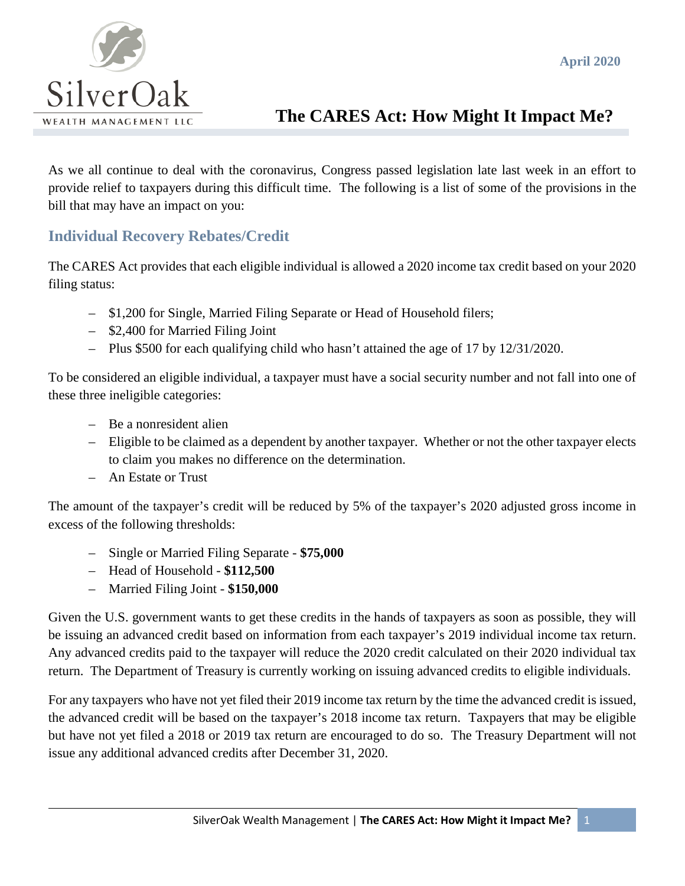SilverOak

WEALTH MANAGEMENT LLC

April 2020

# The CARES Act: How Might It Impact Me?

As we all continue to deal with the coronavirus, Congress passed legislation late last week in an effort to provide relief to taxpayers during this difficult time. The following is a list of some of the provisions in the bill that may have an impact on you:

## Individual Recovery Rebates/Credit

The CARES Act provides that each eligible individual is allowed a 2020 income tax credit based on your 2020 filing status:

- $1,200 for Single, Married Filing Separate or Head of Household filers;
- $2,400 for Married Filing Joint
- Plus $500 for each qualifying child who hasn't attained the age of 17 by 12/31/2020.

To be considered an eligible individual, a taxpayer must have a social security number and not fall into one of these three ineligible categories:

- Be a nonresident alien
- Eligible to be claimed as a dependent by another taxpayer. Whether or not the other taxpayer elects to claim you makes no difference on the determination.
- An Estate or Trust

The amount of the taxpayer's credit will be reduced by 5% of the taxpayer's 2020 adjusted gross income in excess of the following thresholds:

- Single or Married Filing Separate - **$75,000**
- Head of Household - **$112,500**
- Married Filing Joint - **$150,000**

Given the U.S. government wants to get these credits in the hands of taxpayers as soon as possible, they will be issuing an advanced credit based on information from each taxpayer's 2019 individual income tax return. Any advanced credits paid to the taxpayer will reduce the 2020 credit calculated on their 2020 individual tax return. The Department of Treasury is currently working on issuing advanced credits to eligible individuals.

For any taxpayers who have not yet filed their 2019 income tax return by the time the advanced credit is issued, the advanced credit will be based on the taxpayer's 2018 income tax return. Taxpayers that may be eligible but have not yet filed a 2018 or 2019 tax return are encouraged to do so. The Treasury Department will not issue any additional advanced credits after December 31, 2020.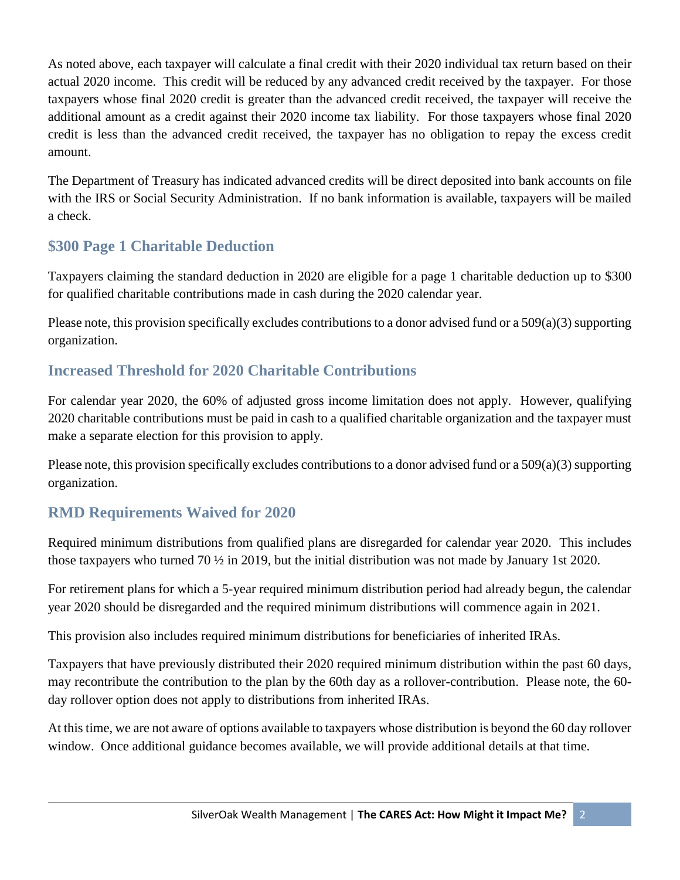As noted above, each taxpayer will calculate a final credit with their 2020 individual tax return based on their actual 2020 income. This credit will be reduced by any advanced credit received by the taxpayer. For those taxpayers whose final 2020 credit is greater than the advanced credit received, the taxpayer will receive the additional amount as a credit against their 2020 income tax liability. For those taxpayers whose final 2020 credit is less than the advanced credit received, the taxpayer has no obligation to repay the excess credit amount.

The Department of Treasury has indicated advanced credits will be direct deposited into bank accounts on file with the IRS or Social Security Administration. If no bank information is available, taxpayers will be mailed a check.

## $300 Page 1 Charitable Deduction

Taxpayers claiming the standard deduction in 2020 are eligible for a page 1 charitable deduction up to $300 for qualified charitable contributions made in cash during the 2020 calendar year.

Please note, this provision specifically excludes contributions to a donor advised fund or a 509(a)(3) supporting organization.

## Increased Threshold for 2020 Charitable Contributions

For calendar year 2020, the 60% of adjusted gross income limitation does not apply. However, qualifying 2020 charitable contributions must be paid in cash to a qualified charitable organization and the taxpayer must make a separate election for this provision to apply.

Please note, this provision specifically excludes contributions to a donor advised fund or a 509(a)(3) supporting organization.

## RMD Requirements Waived for 2020

Required minimum distributions from qualified plans are disregarded for calendar year 2020. This includes those taxpayers who turned 70 ½ in 2019, but the initial distribution was not made by January 1st 2020.

For retirement plans for which a 5-year required minimum distribution period had already begun, the calendar year 2020 should be disregarded and the required minimum distributions will commence again in 2021.

This provision also includes required minimum distributions for beneficiaries of inherited IRAs.

Taxpayers that have previously distributed their 2020 required minimum distribution within the past 60 days, may recontribute the contribution to the plan by the 60th day as a rollover-contribution. Please note, the 60-day rollover option does not apply to distributions from inherited IRAs.

At this time, we are not aware of options available to taxpayers whose distribution is beyond the 60 day rollover window. Once additional guidance becomes available, we will provide additional details at that time.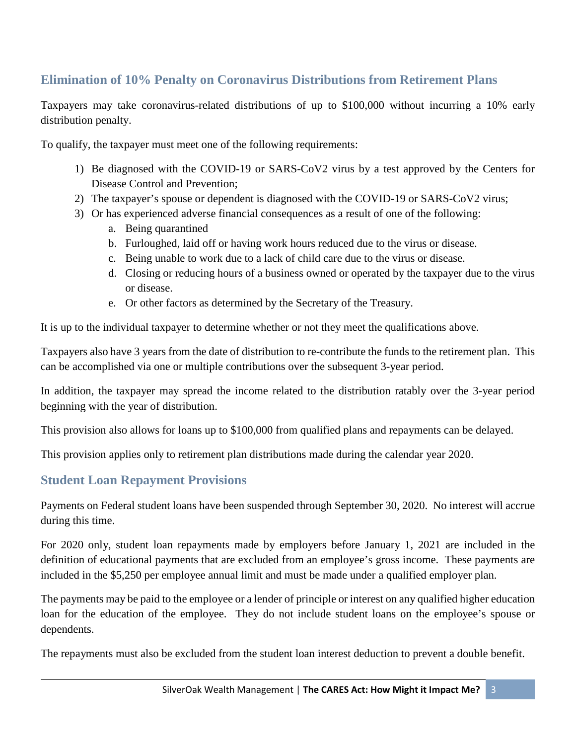## Elimination of 10% Penalty on Coronavirus Distributions from Retirement Plans

Taxpayers may take coronavirus-related distributions of up to $100,000 without incurring a 10% early distribution penalty.

To qualify, the taxpayer must meet one of the following requirements:

1) Be diagnosed with the COVID-19 or SARS-CoV2 virus by a test approved by the Centers for Disease Control and Prevention;
2) The taxpayer's spouse or dependent is diagnosed with the COVID-19 or SARS-CoV2 virus;
3) Or has experienced adverse financial consequences as a result of one of the following:
    a. Being quarantined
    b. Furloughed, laid off or having work hours reduced due to the virus or disease.
    c. Being unable to work due to a lack of child care due to the virus or disease.
    d. Closing or reducing hours of a business owned or operated by the taxpayer due to the virus or disease.
    e. Or other factors as determined by the Secretary of the Treasury.

It is up to the individual taxpayer to determine whether or not they meet the qualifications above.

Taxpayers also have 3 years from the date of distribution to re-contribute the funds to the retirement plan. This can be accomplished via one or multiple contributions over the subsequent 3-year period.

In addition, the taxpayer may spread the income related to the distribution ratably over the 3-year period beginning with the year of distribution.

This provision also allows for loans up to $100,000 from qualified plans and repayments can be delayed.

This provision applies only to retirement plan distributions made during the calendar year 2020.

## Student Loan Repayment Provisions

Payments on Federal student loans have been suspended through September 30, 2020. No interest will accrue during this time.

For 2020 only, student loan repayments made by employers before January 1, 2021 are included in the definition of educational payments that are excluded from an employee's gross income. These payments are included in the $5,250 per employee annual limit and must be made under a qualified employer plan.

The payments may be paid to the employee or a lender of principle or interest on any qualified higher education loan for the education of the employee. They do not include student loans on the employee's spouse or dependents.

The repayments must also be excluded from the student loan interest deduction to prevent a double benefit.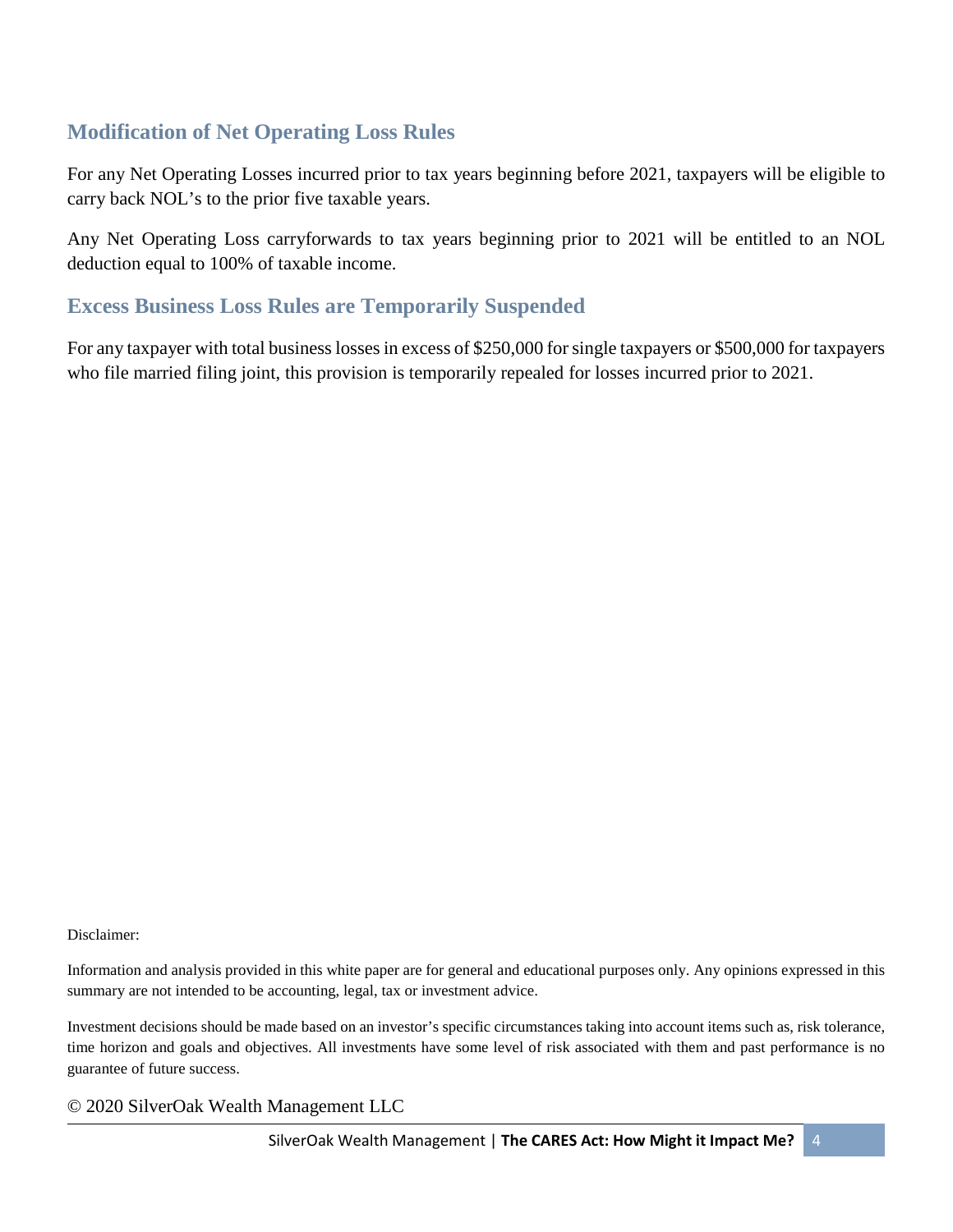## Modification of Net Operating Loss Rules

For any Net Operating Losses incurred prior to tax years beginning before 2021, taxpayers will be eligible to carry back NOL's to the prior five taxable years.

Any Net Operating Loss carryforwards to tax years beginning prior to 2021 will be entitled to an NOL deduction equal to 100% of taxable income.

## Excess Business Loss Rules are Temporarily Suspended

For any taxpayer with total business losses in excess of $250,000 for single taxpayers or $500,000 for taxpayers who file married filing joint, this provision is temporarily repealed for losses incurred prior to 2021.

Disclaimer:

Information and analysis provided in this white paper are for general and educational purposes only. Any opinions expressed in this summary are not intended to be accounting, legal, tax or investment advice.

Investment decisions should be made based on an investor's specific circumstances taking into account items such as, risk tolerance, time horizon and goals and objectives. All investments have some level of risk associated with them and past performance is no guarantee of future success.

© 2020 SilverOak Wealth Management LLC